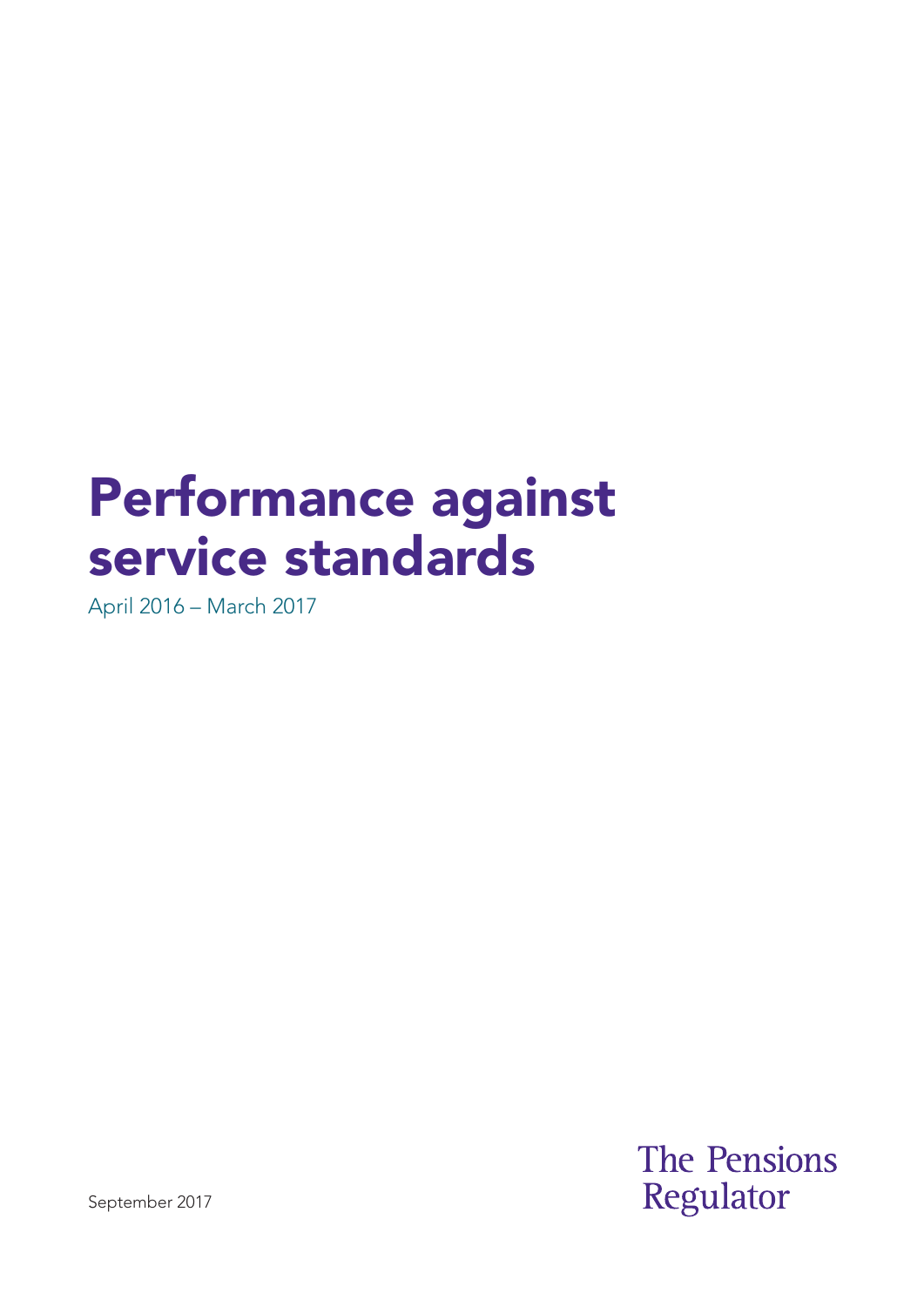# Performance against service standards

April 2016 – March 2017

September 2017

The Pensions Regulator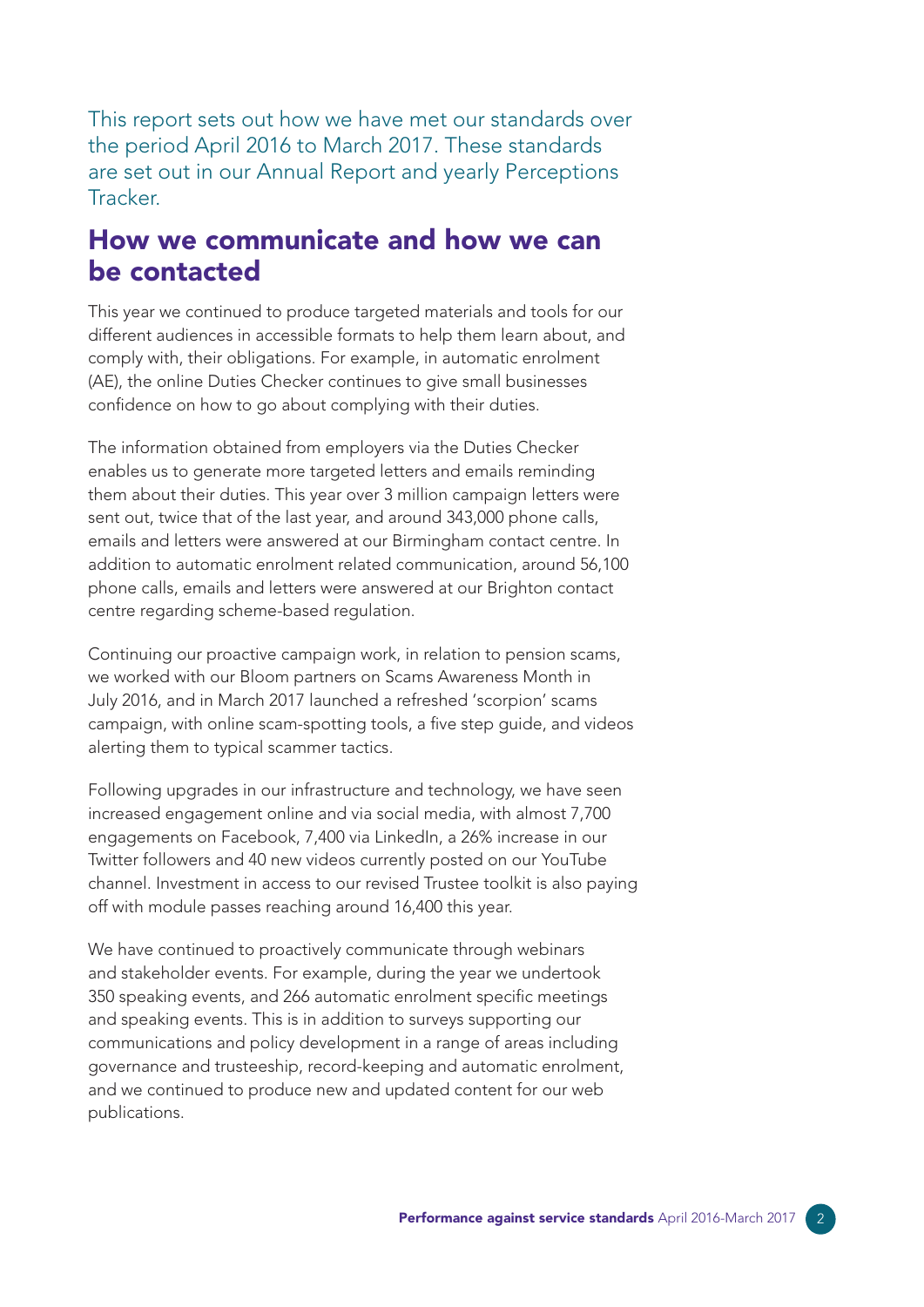This report sets out how we have met our standards over the period April 2016 to March 2017. These standards are set out in our Annual Report and yearly Perceptions Tracker.

## How we communicate and how we can be contacted

This year we continued to produce targeted materials and tools for our different audiences in accessible formats to help them learn about, and comply with, their obligations. For example, in automatic enrolment (AE), the online Duties Checker continues to give small businesses confidence on how to go about complying with their duties.

The information obtained from employers via the Duties Checker enables us to generate more targeted letters and emails reminding them about their duties. This year over 3 million campaign letters were sent out, twice that of the last year, and around 343,000 phone calls, emails and letters were answered at our Birmingham contact centre. In addition to automatic enrolment related communication, around 56,100 phone calls, emails and letters were answered at our Brighton contact centre regarding scheme-based regulation.

Continuing our proactive campaign work, in relation to pension scams, we worked with our Bloom partners on Scams Awareness Month in July 2016, and in March 2017 launched a refreshed 'scorpion' scams campaign, with online scam-spotting tools, a five step guide, and videos alerting them to typical scammer tactics.

Following upgrades in our infrastructure and technology, we have seen increased engagement online and via social media, with almost 7,700 engagements on Facebook, 7,400 via LinkedIn, a 26% increase in our Twitter followers and 40 new videos currently posted on our YouTube channel. Investment in access to our revised Trustee toolkit is also paying off with module passes reaching around 16,400 this year.

We have continued to proactively communicate through webinars and stakeholder events. For example, during the year we undertook 350 speaking events, and 266 automatic enrolment specific meetings and speaking events. This is in addition to surveys supporting our communications and policy development in a range of areas including governance and trusteeship, record-keeping and automatic enrolment, and we continued to produce new and updated content for our web publications.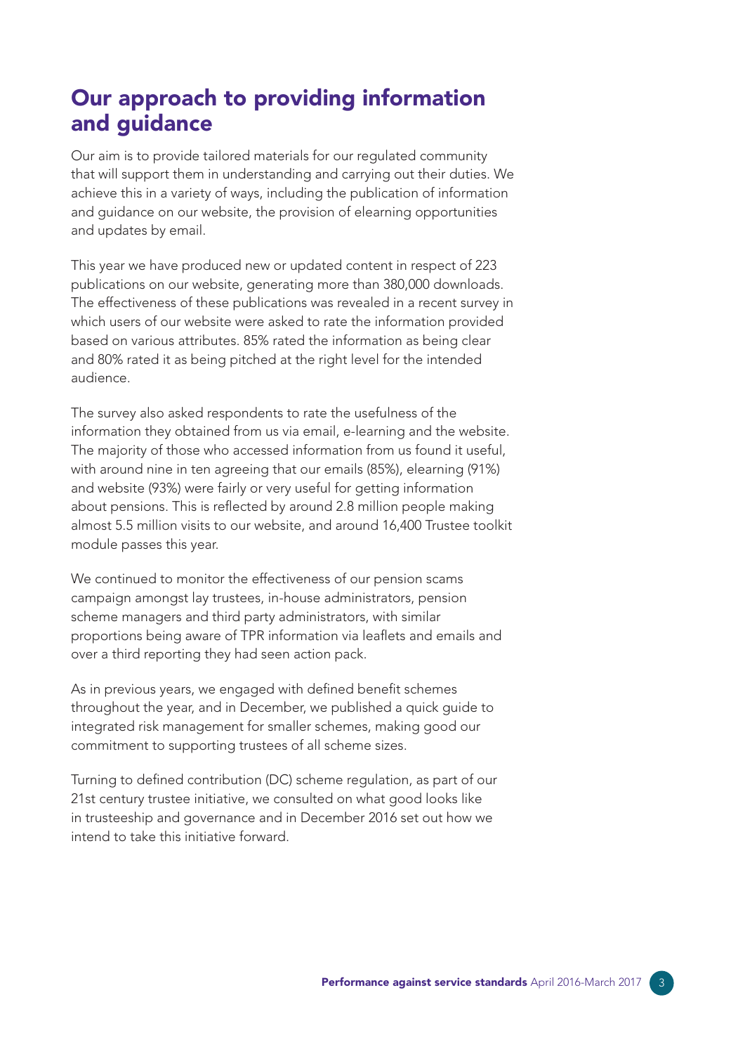## Our approach to providing information and guidance

Our aim is to provide tailored materials for our regulated community that will support them in understanding and carrying out their duties. We achieve this in a variety of ways, including the publication of information and guidance on our website, the provision of elearning opportunities and updates by email.

This year we have produced new or updated content in respect of 223 publications on our website, generating more than 380,000 downloads. The effectiveness of these publications was revealed in a recent survey in which users of our website were asked to rate the information provided based on various attributes. 85% rated the information as being clear and 80% rated it as being pitched at the right level for the intended audience.

The survey also asked respondents to rate the usefulness of the information they obtained from us via email, e-learning and the website. The majority of those who accessed information from us found it useful, with around nine in ten agreeing that our emails (85%), elearning (91%) and website (93%) were fairly or very useful for getting information about pensions. This is reflected by around 2.8 million people making almost 5.5 million visits to our website, and around 16,400 Trustee toolkit module passes this year.

We continued to monitor the effectiveness of our pension scams campaign amongst lay trustees, in-house administrators, pension scheme managers and third party administrators, with similar proportions being aware of TPR information via leaflets and emails and over a third reporting they had seen action pack.

As in previous years, we engaged with defined benefit schemes throughout the year, and in December, we published a quick guide to integrated risk management for smaller schemes, making good our commitment to supporting trustees of all scheme sizes.

Turning to defined contribution (DC) scheme regulation, as part of our 21st century trustee initiative, we consulted on what good looks like in trusteeship and governance and in December 2016 set out how we intend to take this initiative forward.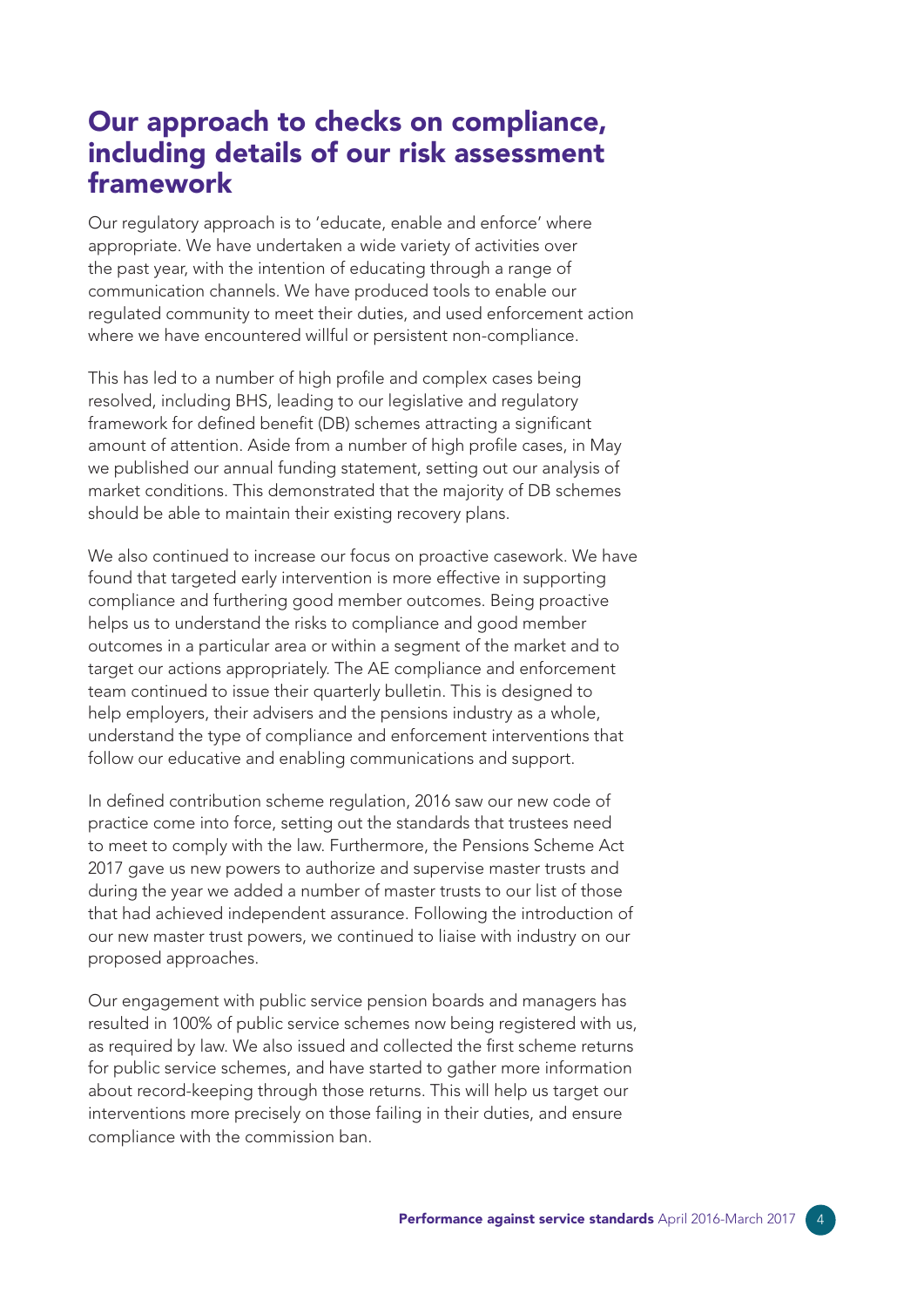# Our approach to checks on compliance, including details of our risk assessment framework

Our regulatory approach is to 'educate, enable and enforce' where appropriate. We have undertaken a wide variety of activities over the past year, with the intention of educating through a range of communication channels. We have produced tools to enable our regulated community to meet their duties, and used enforcement action where we have encountered willful or persistent non-compliance.

This has led to a number of high profile and complex cases being resolved, including BHS, leading to our legislative and regulatory framework for defined benefit (DB) schemes attracting a significant amount of attention. Aside from a number of high profile cases, in May we published our annual funding statement, setting out our analysis of market conditions. This demonstrated that the majority of DB schemes should be able to maintain their existing recovery plans.

We also continued to increase our focus on proactive casework. We have found that targeted early intervention is more effective in supporting compliance and furthering good member outcomes. Being proactive helps us to understand the risks to compliance and good member outcomes in a particular area or within a segment of the market and to target our actions appropriately. The AE compliance and enforcement team continued to issue their quarterly bulletin. This is designed to help employers, their advisers and the pensions industry as a whole, understand the type of compliance and enforcement interventions that follow our educative and enabling communications and support.

In defined contribution scheme regulation, 2016 saw our new code of practice come into force, setting out the standards that trustees need to meet to comply with the law. Furthermore, the Pensions Scheme Act 2017 gave us new powers to authorize and supervise master trusts and during the year we added a number of master trusts to our list of those that had achieved independent assurance. Following the introduction of our new master trust powers, we continued to liaise with industry on our proposed approaches.

Our engagement with public service pension boards and managers has resulted in 100% of public service schemes now being registered with us, as required by law. We also issued and collected the first scheme returns for public service schemes, and have started to gather more information about record-keeping through those returns. This will help us target our interventions more precisely on those failing in their duties, and ensure compliance with the commission ban.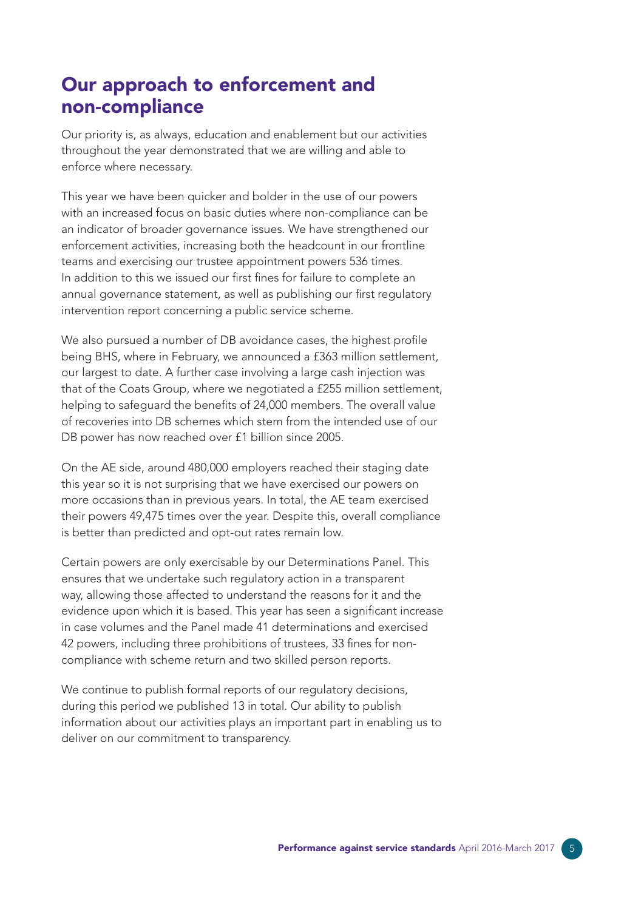## Our approach to enforcement and non-compliance

Our priority is, as always, education and enablement but our activities throughout the year demonstrated that we are willing and able to enforce where necessary.

This year we have been quicker and bolder in the use of our powers with an increased focus on basic duties where non-compliance can be an indicator of broader governance issues. We have strengthened our enforcement activities, increasing both the headcount in our frontline teams and exercising our trustee appointment powers 536 times. In addition to this we issued our first fines for failure to complete an annual governance statement, as well as publishing our first regulatory intervention report concerning a public service scheme.

We also pursued a number of DB avoidance cases, the highest profile being BHS, where in February, we announced a £363 million settlement, our largest to date. A further case involving a large cash injection was that of the Coats Group, where we negotiated a £255 million settlement, helping to safeguard the benefits of 24,000 members. The overall value of recoveries into DB schemes which stem from the intended use of our DB power has now reached over £1 billion since 2005.

On the AE side, around 480,000 employers reached their staging date this year so it is not surprising that we have exercised our powers on more occasions than in previous years. In total, the AE team exercised their powers 49,475 times over the year. Despite this, overall compliance is better than predicted and opt-out rates remain low.

Certain powers are only exercisable by our Determinations Panel. This ensures that we undertake such regulatory action in a transparent way, allowing those affected to understand the reasons for it and the evidence upon which it is based. This year has seen a significant increase in case volumes and the Panel made 41 determinations and exercised 42 powers, including three prohibitions of trustees, 33 fines for non-compliance with scheme return and two skilled person reports.

We continue to publish formal reports of our regulatory decisions, during this period we published 13 in total. Our ability to publish information about our activities plays an important part in enabling us to deliver on our commitment to transparency.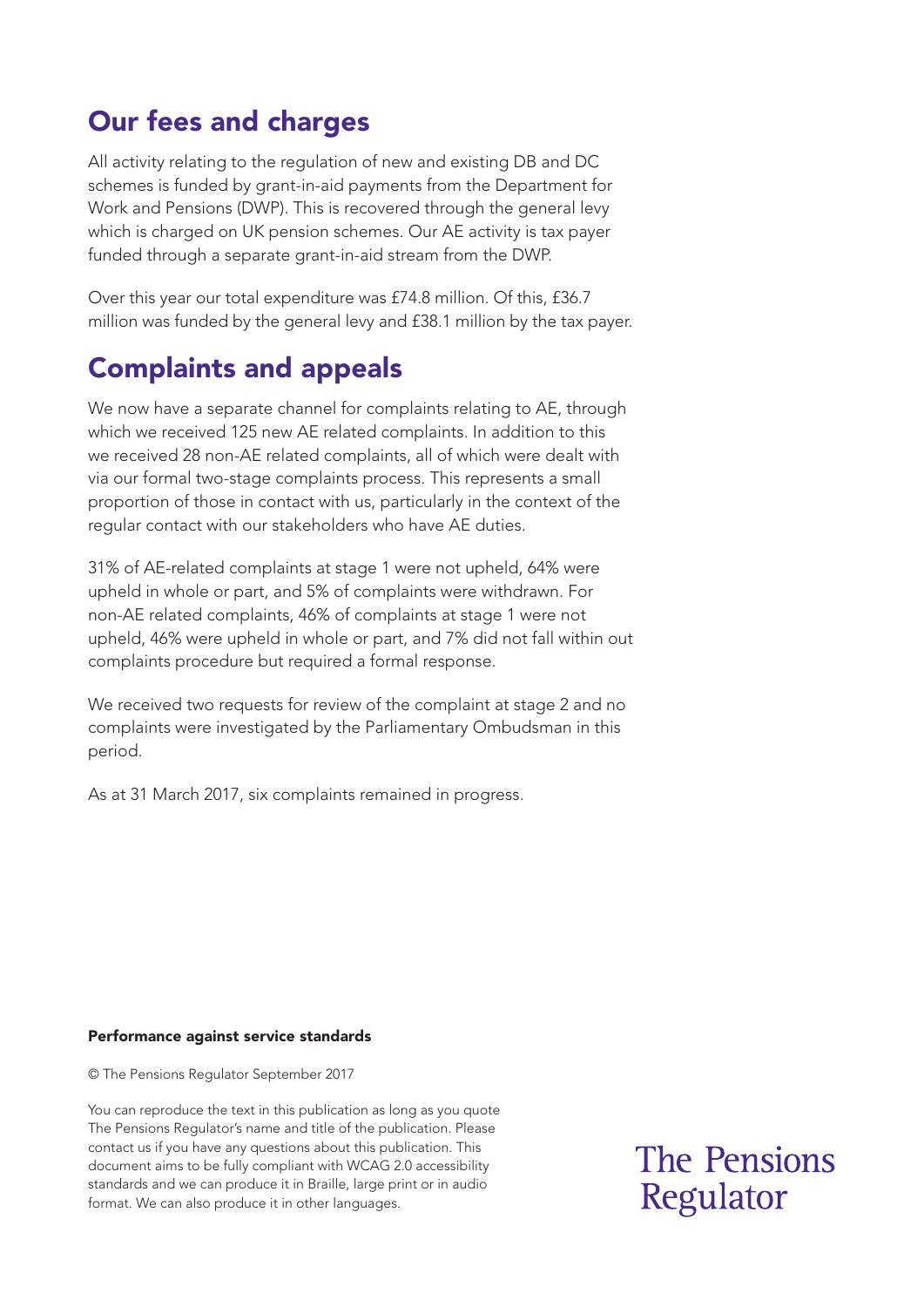## Our fees and charges

All activity relating to the regulation of new and existing DB and DC schemes is funded by grant-in-aid payments from the Department for Work and Pensions (DWP). This is recovered through the general levy which is charged on UK pension schemes. Our AE activity is tax payer funded through a separate grant-in-aid stream from the DWP.

Over this year our total expenditure was £74.8 million. Of this, £36.7 million was funded by the general levy and £38.1 million by the tax payer.

## Complaints and appeals

We now have a separate channel for complaints relating to AE, through which we received 125 new AE related complaints. In addition to this we received 28 non-AE related complaints, all of which were dealt with via our formal two-stage complaints process. This represents a small proportion of those in contact with us, particularly in the context of the regular contact with our stakeholders who have AE duties.

31% of AE-related complaints at stage 1 were not upheld, 64% were upheld in whole or part, and 5% of complaints were withdrawn. For non-AE related complaints, 46% of complaints at stage 1 were not upheld, 46% were upheld in whole or part, and 7% did not fall within out complaints procedure but required a formal response.

We received two requests for review of the complaint at stage 2 and no complaints were investigated by the Parliamentary Ombudsman in this period.

As at 31 March 2017, six complaints remained in progress.

**Performance against service standards**

© The Pensions Regulator September 2017

You can reproduce the text in this publication as long as you quote The Pensions Regulator's name and title of the publication. Please contact us if you have any questions about this publication. This document aims to be fully compliant with WCAG 2.0 accessibility standards and we can produce it in Braille, large print or in audio format. We can also produce it in other languages.

The Pensions Regulator